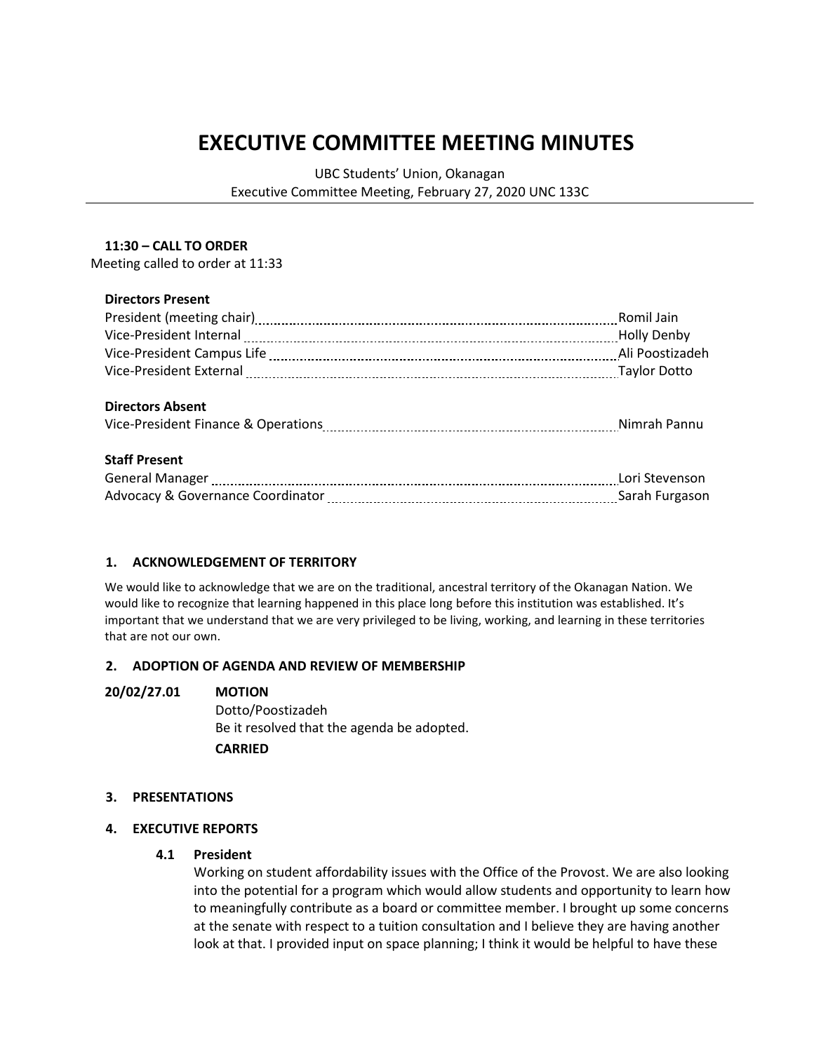# EXECUTIVE COMMITTEE MEETING MINUTES

UBC Students' Union, Okanagan
Executive Committee Meeting, February 27, 2020 UNC 133C

---

**11:30 – CALL TO ORDER**

Meeting called to order at 11:33

**Directors Present**

| | |
|---|---|
| President (meeting chair) | Romil Jain |
| Vice-President Internal | Holly Denby |
| Vice-President Campus Life | Ali Poostizadeh |
| Vice-President External | Taylor Dotto |

**Directors Absent**

| | |
|---|---|
| Vice-President Finance & Operations | Nimrah Pannu |

**Staff Present**

| | |
|---|---|
| General Manager | Lori Stevenson |
| Advocacy & Governance Coordinator | Sarah Furgason |

## 1. ACKNOWLEDGEMENT OF TERRITORY

We would like to acknowledge that we are on the traditional, ancestral territory of the Okanagan Nation. We would like to recognize that learning happened in this place long before this institution was established. It's important that we understand that we are very privileged to be living, working, and learning in these territories that are not our own.

## 2. ADOPTION OF AGENDA AND REVIEW OF MEMBERSHIP

**20/02/27.01** **MOTION**

Dotto/Poostizadeh

Be it resolved that the agenda be adopted.

**CARRIED**

## 3. PRESENTATIONS

## 4. EXECUTIVE REPORTS

### 4.1 President

Working on student affordability issues with the Office of the Provost. We are also looking into the potential for a program which would allow students and opportunity to learn how to meaningfully contribute as a board or committee member. I brought up some concerns at the senate with respect to a tuition consultation and I believe they are having another look at that. I provided input on space planning; I think it would be helpful to have these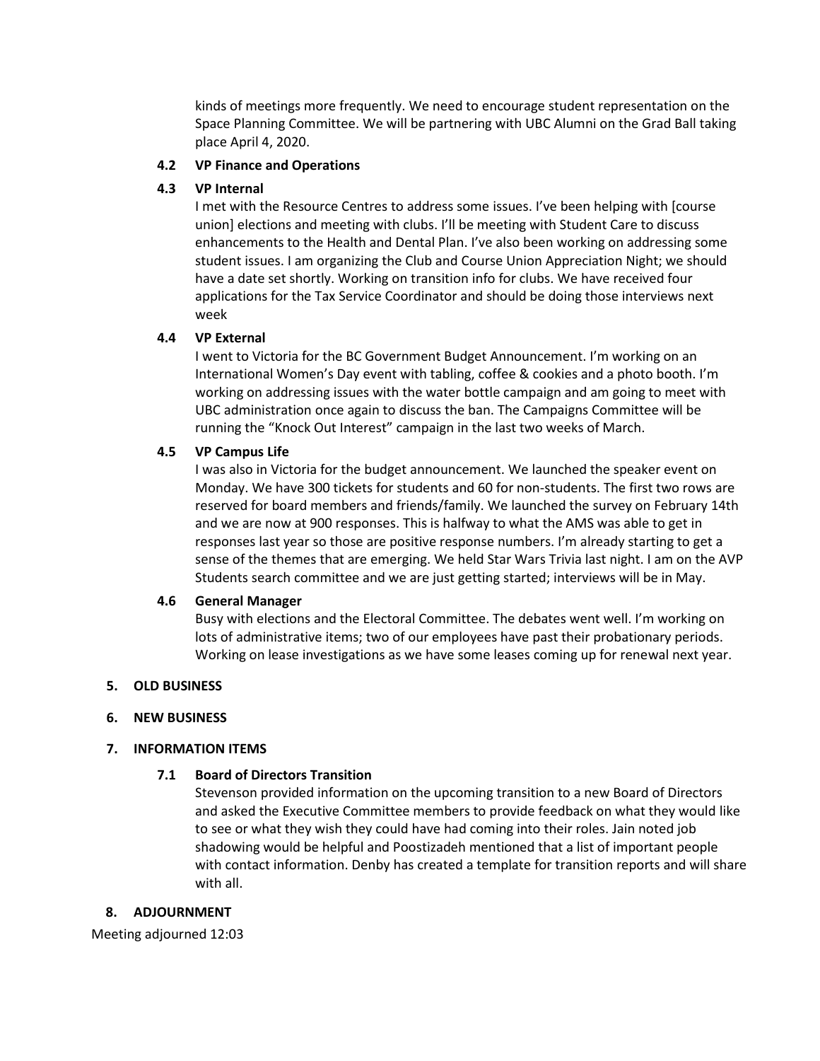kinds of meetings more frequently. We need to encourage student representation on the Space Planning Committee. We will be partnering with UBC Alumni on the Grad Ball taking place April 4, 2020.

### 4.2 VP Finance and Operations

### 4.3 VP Internal

I met with the Resource Centres to address some issues. I've been helping with [course union] elections and meeting with clubs. I'll be meeting with Student Care to discuss enhancements to the Health and Dental Plan. I've also been working on addressing some student issues. I am organizing the Club and Course Union Appreciation Night; we should have a date set shortly. Working on transition info for clubs. We have received four applications for the Tax Service Coordinator and should be doing those interviews next week

### 4.4 VP External

I went to Victoria for the BC Government Budget Announcement. I'm working on an International Women's Day event with tabling, coffee & cookies and a photo booth. I'm working on addressing issues with the water bottle campaign and am going to meet with UBC administration once again to discuss the ban. The Campaigns Committee will be running the "Knock Out Interest" campaign in the last two weeks of March.

### 4.5 VP Campus Life

I was also in Victoria for the budget announcement. We launched the speaker event on Monday. We have 300 tickets for students and 60 for non-students. The first two rows are reserved for board members and friends/family. We launched the survey on February 14th and we are now at 900 responses. This is halfway to what the AMS was able to get in responses last year so those are positive response numbers. I'm already starting to get a sense of the themes that are emerging. We held Star Wars Trivia last night. I am on the AVP Students search committee and we are just getting started; interviews will be in May.

### 4.6 General Manager

Busy with elections and the Electoral Committee. The debates went well. I'm working on lots of administrative items; two of our employees have past their probationary periods. Working on lease investigations as we have some leases coming up for renewal next year.

## 5. OLD BUSINESS

## 6. NEW BUSINESS

## 7. INFORMATION ITEMS

### 7.1 Board of Directors Transition

Stevenson provided information on the upcoming transition to a new Board of Directors and asked the Executive Committee members to provide feedback on what they would like to see or what they wish they could have had coming into their roles. Jain noted job shadowing would be helpful and Poostizadeh mentioned that a list of important people with contact information. Denby has created a template for transition reports and will share with all.

## 8. ADJOURNMENT

Meeting adjourned 12:03